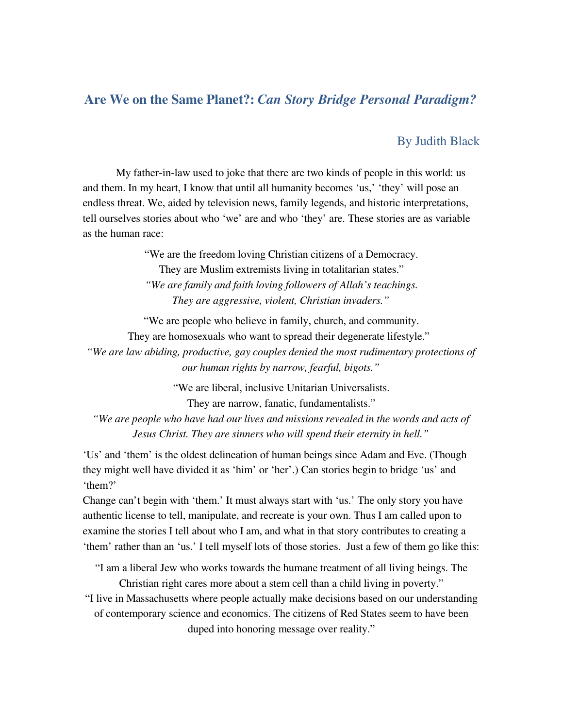# Are We on the Same Planet?: *Can Story Bridge Personal Paradigm?*

By Judith Black

My father-in-law used to joke that there are two kinds of people in this world: us and them. In my heart, I know that until all humanity becomes 'us,' 'they' will pose an endless threat. We, aided by television news, family legends, and historic interpretations, tell ourselves stories about who 'we' are and who 'they' are. These stories are as variable as the human race:

"We are the freedom loving Christian citizens of a Democracy.
They are Muslim extremists living in totalitarian states."
*"We are family and faith loving followers of Allah's teachings.
They are aggressive, violent, Christian invaders."*

"We are people who believe in family, church, and community.
They are homosexuals who want to spread their degenerate lifestyle."
*"We are law abiding, productive, gay couples denied the most rudimentary protections of our human rights by narrow, fearful, bigots."*

"We are liberal, inclusive Unitarian Universalists.
They are narrow, fanatic, fundamentalists."
*"We are people who have had our lives and missions revealed in the words and acts of Jesus Christ. They are sinners who will spend their eternity in hell."*

'Us' and 'them' is the oldest delineation of human beings since Adam and Eve. (Though they might well have divided it as 'him' or 'her'.) Can stories begin to bridge 'us' and 'them?'

Change can't begin with 'them.' It must always start with 'us.' The only story you have authentic license to tell, manipulate, and recreate is your own. Thus I am called upon to examine the stories I tell about who I am, and what in that story contributes to creating a 'them' rather than an 'us.' I tell myself lots of those stories. Just a few of them go like this:

"I am a liberal Jew who works towards the humane treatment of all living beings. The Christian right cares more about a stem cell than a child living in poverty."
"I live in Massachusetts where people actually make decisions based on our understanding of contemporary science and economics. The citizens of Red States seem to have been duped into honoring message over reality."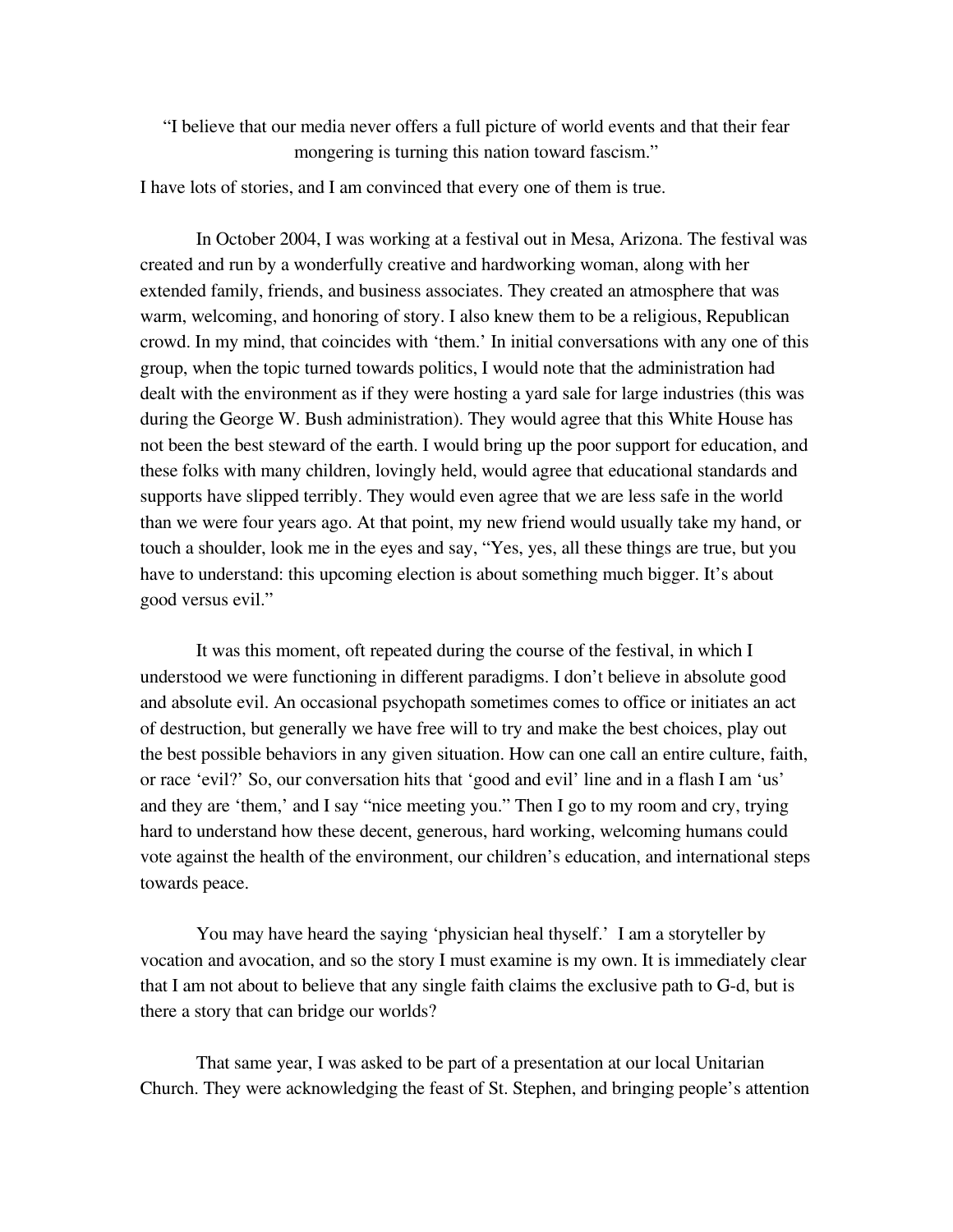"I believe that our media never offers a full picture of world events and that their fear mongering is turning this nation toward fascism."

I have lots of stories, and I am convinced that every one of them is true.

In October 2004, I was working at a festival out in Mesa, Arizona. The festival was created and run by a wonderfully creative and hardworking woman, along with her extended family, friends, and business associates. They created an atmosphere that was warm, welcoming, and honoring of story. I also knew them to be a religious, Republican crowd. In my mind, that coincides with 'them.' In initial conversations with any one of this group, when the topic turned towards politics, I would note that the administration had dealt with the environment as if they were hosting a yard sale for large industries (this was during the George W. Bush administration). They would agree that this White House has not been the best steward of the earth. I would bring up the poor support for education, and these folks with many children, lovingly held, would agree that educational standards and supports have slipped terribly. They would even agree that we are less safe in the world than we were four years ago. At that point, my new friend would usually take my hand, or touch a shoulder, look me in the eyes and say, "Yes, yes, all these things are true, but you have to understand: this upcoming election is about something much bigger. It's about good versus evil."

It was this moment, oft repeated during the course of the festival, in which I understood we were functioning in different paradigms. I don't believe in absolute good and absolute evil. An occasional psychopath sometimes comes to office or initiates an act of destruction, but generally we have free will to try and make the best choices, play out the best possible behaviors in any given situation. How can one call an entire culture, faith, or race 'evil?' So, our conversation hits that 'good and evil' line and in a flash I am 'us' and they are 'them,' and I say "nice meeting you." Then I go to my room and cry, trying hard to understand how these decent, generous, hard working, welcoming humans could vote against the health of the environment, our children's education, and international steps towards peace.

You may have heard the saying 'physician heal thyself.' I am a storyteller by vocation and avocation, and so the story I must examine is my own. It is immediately clear that I am not about to believe that any single faith claims the exclusive path to G-d, but is there a story that can bridge our worlds?

That same year, I was asked to be part of a presentation at our local Unitarian Church. They were acknowledging the feast of St. Stephen, and bringing people's attention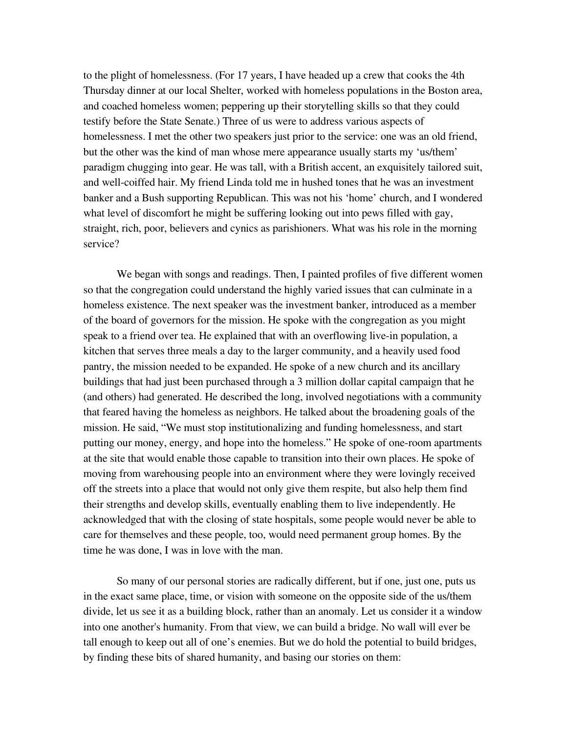to the plight of homelessness. (For 17 years, I have headed up a crew that cooks the 4th Thursday dinner at our local Shelter, worked with homeless populations in the Boston area, and coached homeless women; peppering up their storytelling skills so that they could testify before the State Senate.) Three of us were to address various aspects of homelessness. I met the other two speakers just prior to the service: one was an old friend, but the other was the kind of man whose mere appearance usually starts my 'us/them' paradigm chugging into gear. He was tall, with a British accent, an exquisitely tailored suit, and well-coiffed hair. My friend Linda told me in hushed tones that he was an investment banker and a Bush supporting Republican. This was not his 'home' church, and I wondered what level of discomfort he might be suffering looking out into pews filled with gay, straight, rich, poor, believers and cynics as parishioners. What was his role in the morning service?

We began with songs and readings. Then, I painted profiles of five different women so that the congregation could understand the highly varied issues that can culminate in a homeless existence. The next speaker was the investment banker, introduced as a member of the board of governors for the mission. He spoke with the congregation as you might speak to a friend over tea. He explained that with an overflowing live-in population, a kitchen that serves three meals a day to the larger community, and a heavily used food pantry, the mission needed to be expanded. He spoke of a new church and its ancillary buildings that had just been purchased through a 3 million dollar capital campaign that he (and others) had generated. He described the long, involved negotiations with a community that feared having the homeless as neighbors. He talked about the broadening goals of the mission. He said, "We must stop institutionalizing and funding homelessness, and start putting our money, energy, and hope into the homeless." He spoke of one-room apartments at the site that would enable those capable to transition into their own places. He spoke of moving from warehousing people into an environment where they were lovingly received off the streets into a place that would not only give them respite, but also help them find their strengths and develop skills, eventually enabling them to live independently. He acknowledged that with the closing of state hospitals, some people would never be able to care for themselves and these people, too, would need permanent group homes. By the time he was done, I was in love with the man.

So many of our personal stories are radically different, but if one, just one, puts us in the exact same place, time, or vision with someone on the opposite side of the us/them divide, let us see it as a building block, rather than an anomaly. Let us consider it a window into one another's humanity. From that view, we can build a bridge. No wall will ever be tall enough to keep out all of one's enemies. But we do hold the potential to build bridges, by finding these bits of shared humanity, and basing our stories on them: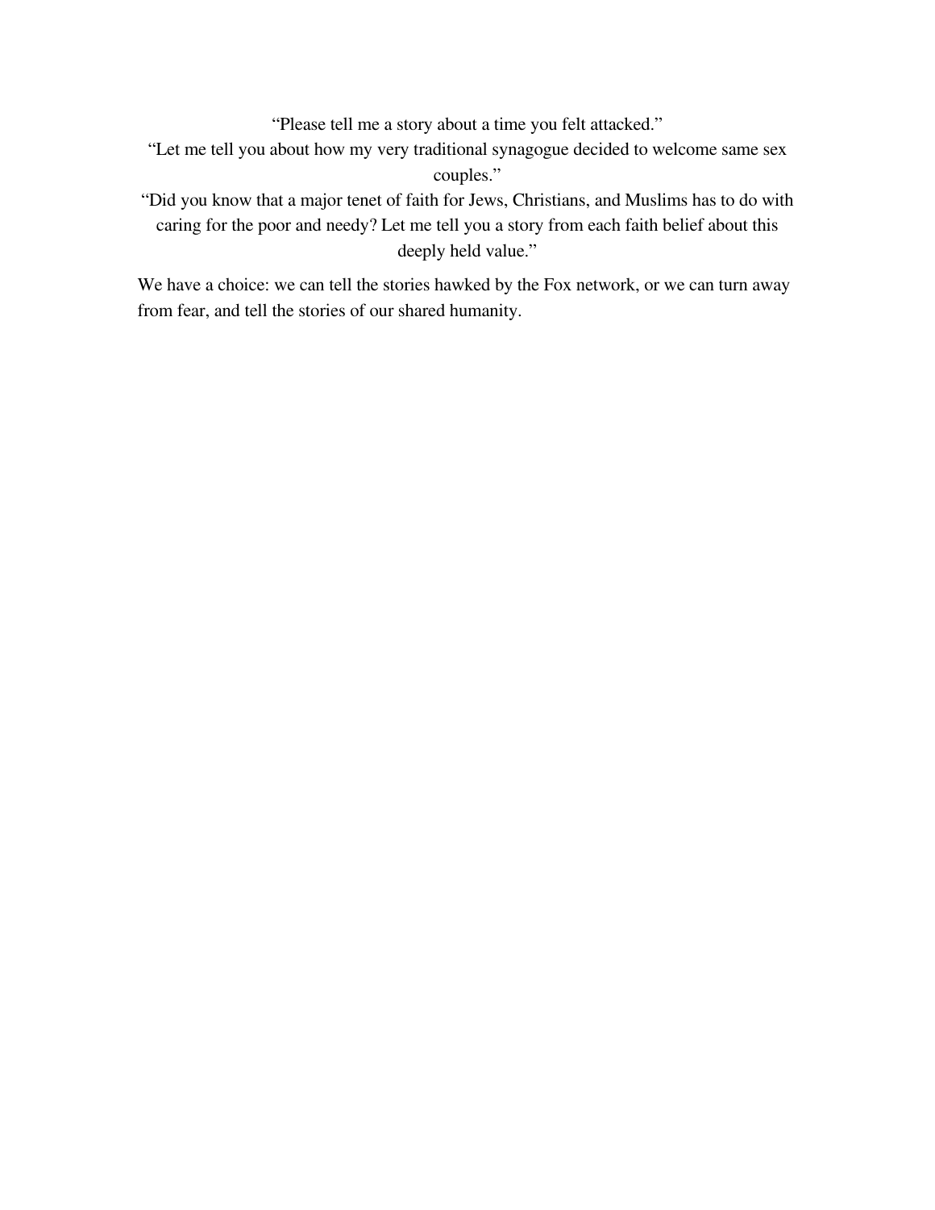"Please tell me a story about a time you felt attacked."

"Let me tell you about how my very traditional synagogue decided to welcome same sex couples."

"Did you know that a major tenet of faith for Jews, Christians, and Muslims has to do with caring for the poor and needy? Let me tell you a story from each faith belief about this deeply held value."

We have a choice: we can tell the stories hawked by the Fox network, or we can turn away from fear, and tell the stories of our shared humanity.